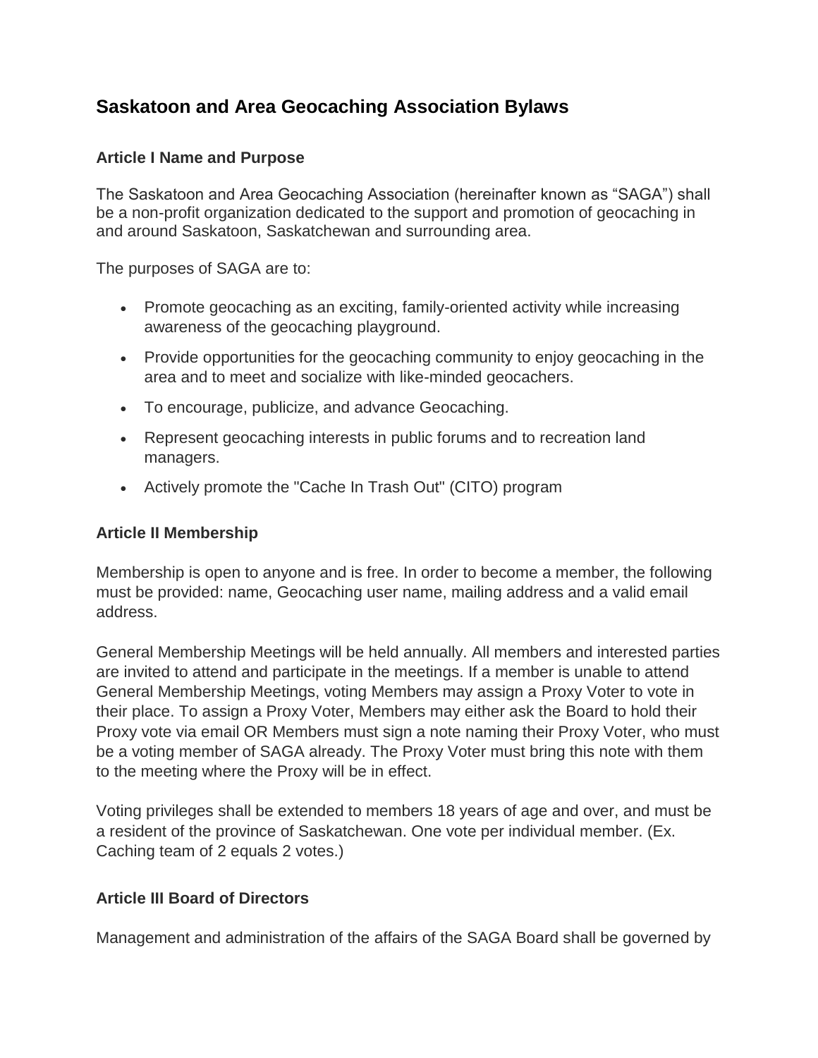## Saskatoon and Area Geocaching Association Bylaws

### Article I Name and Purpose

The Saskatoon and Area Geocaching Association (hereinafter known as "SAGA") shall be a non-profit organization dedicated to the support and promotion of geocaching in and around Saskatoon, Saskatchewan and surrounding area.

The purposes of SAGA are to:

- Promote geocaching as an exciting, family-oriented activity while increasing awareness of the geocaching playground.
- Provide opportunities for the geocaching community to enjoy geocaching in the area and to meet and socialize with like-minded geocachers.
- To encourage, publicize, and advance Geocaching.
- Represent geocaching interests in public forums and to recreation land managers.
- Actively promote the "Cache In Trash Out" (CITO) program

### Article II Membership

Membership is open to anyone and is free. In order to become a member, the following must be provided: name, Geocaching user name, mailing address and a valid email address.

General Membership Meetings will be held annually. All members and interested parties are invited to attend and participate in the meetings. If a member is unable to attend General Membership Meetings, voting Members may assign a Proxy Voter to vote in their place. To assign a Proxy Voter, Members may either ask the Board to hold their Proxy vote via email OR Members must sign a note naming their Proxy Voter, who must be a voting member of SAGA already. The Proxy Voter must bring this note with them to the meeting where the Proxy will be in effect.

Voting privileges shall be extended to members 18 years of age and over, and must be a resident of the province of Saskatchewan. One vote per individual member. (Ex. Caching team of 2 equals 2 votes.)

### Article III Board of Directors

Management and administration of the affairs of the SAGA Board shall be governed by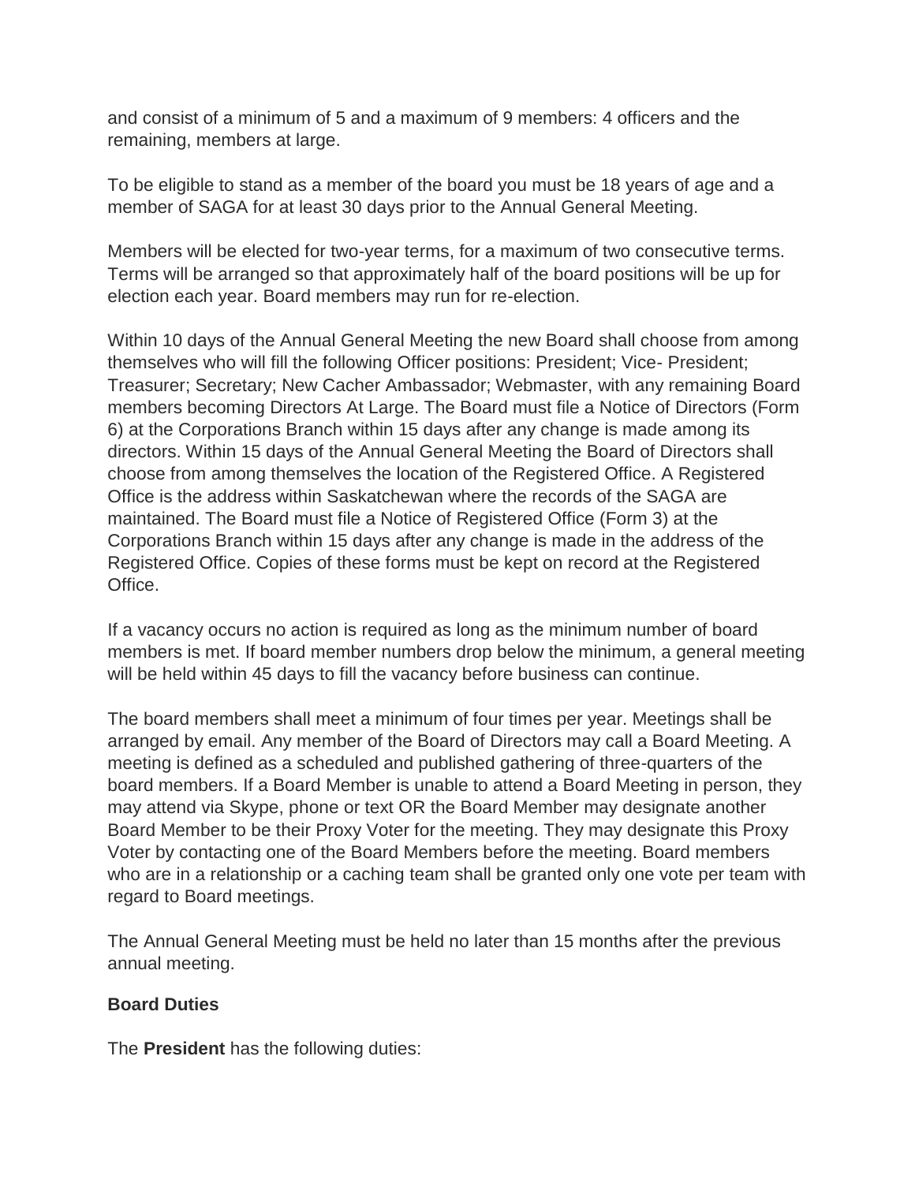and consist of a minimum of 5 and a maximum of 9 members: 4 officers and the remaining, members at large.

To be eligible to stand as a member of the board you must be 18 years of age and a member of SAGA for at least 30 days prior to the Annual General Meeting.

Members will be elected for two-year terms, for a maximum of two consecutive terms. Terms will be arranged so that approximately half of the board positions will be up for election each year. Board members may run for re-election.

Within 10 days of the Annual General Meeting the new Board shall choose from among themselves who will fill the following Officer positions: President; Vice- President; Treasurer; Secretary; New Cacher Ambassador; Webmaster, with any remaining Board members becoming Directors At Large. The Board must file a Notice of Directors (Form 6) at the Corporations Branch within 15 days after any change is made among its directors. Within 15 days of the Annual General Meeting the Board of Directors shall choose from among themselves the location of the Registered Office. A Registered Office is the address within Saskatchewan where the records of the SAGA are maintained. The Board must file a Notice of Registered Office (Form 3) at the Corporations Branch within 15 days after any change is made in the address of the Registered Office. Copies of these forms must be kept on record at the Registered Office.

If a vacancy occurs no action is required as long as the minimum number of board members is met. If board member numbers drop below the minimum, a general meeting will be held within 45 days to fill the vacancy before business can continue.

The board members shall meet a minimum of four times per year. Meetings shall be arranged by email. Any member of the Board of Directors may call a Board Meeting. A meeting is defined as a scheduled and published gathering of three-quarters of the board members. If a Board Member is unable to attend a Board Meeting in person, they may attend via Skype, phone or text OR the Board Member may designate another Board Member to be their Proxy Voter for the meeting. They may designate this Proxy Voter by contacting one of the Board Members before the meeting. Board members who are in a relationship or a caching team shall be granted only one vote per team with regard to Board meetings.

The Annual General Meeting must be held no later than 15 months after the previous annual meeting.

**Board Duties**

The **President** has the following duties: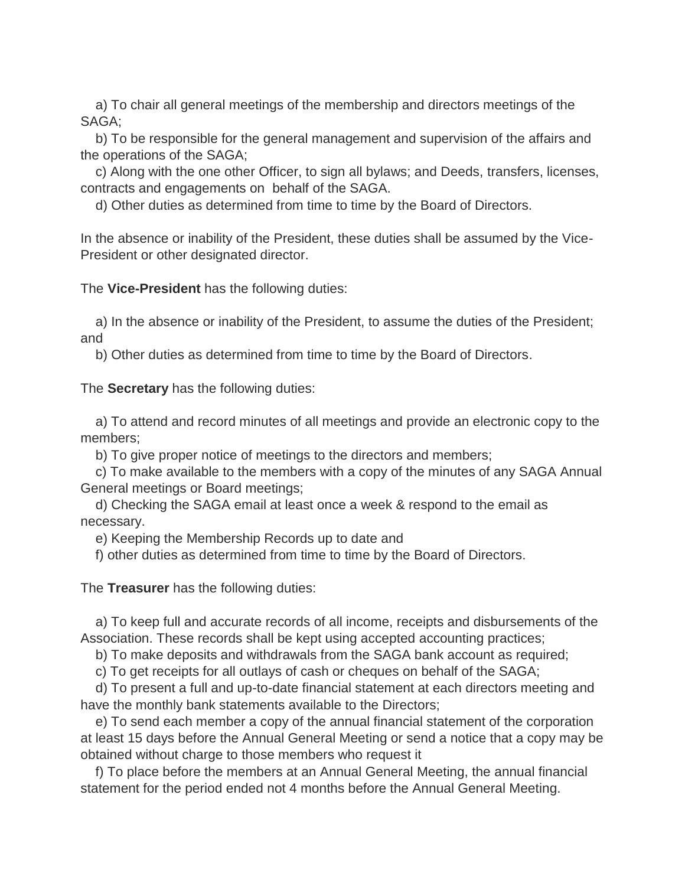a) To chair all general meetings of the membership and directors meetings of the SAGA;

b) To be responsible for the general management and supervision of the affairs and the operations of the SAGA;

c) Along with the one other Officer, to sign all bylaws; and Deeds, transfers, licenses, contracts and engagements on behalf of the SAGA.

d) Other duties as determined from time to time by the Board of Directors.

In the absence or inability of the President, these duties shall be assumed by the Vice-President or other designated director.

The **Vice-President** has the following duties:

a) In the absence or inability of the President, to assume the duties of the President; and

b) Other duties as determined from time to time by the Board of Directors.

The **Secretary** has the following duties:

a) To attend and record minutes of all meetings and provide an electronic copy to the members;

b) To give proper notice of meetings to the directors and members;

c) To make available to the members with a copy of the minutes of any SAGA Annual General meetings or Board meetings;

d) Checking the SAGA email at least once a week & respond to the email as necessary.

e) Keeping the Membership Records up to date and

f) other duties as determined from time to time by the Board of Directors.

The **Treasurer** has the following duties:

a) To keep full and accurate records of all income, receipts and disbursements of the Association. These records shall be kept using accepted accounting practices;

b) To make deposits and withdrawals from the SAGA bank account as required;

c) To get receipts for all outlays of cash or cheques on behalf of the SAGA;

d) To present a full and up-to-date financial statement at each directors meeting and have the monthly bank statements available to the Directors;

e) To send each member a copy of the annual financial statement of the corporation at least 15 days before the Annual General Meeting or send a notice that a copy may be obtained without charge to those members who request it

f) To place before the members at an Annual General Meeting, the annual financial statement for the period ended not 4 months before the Annual General Meeting.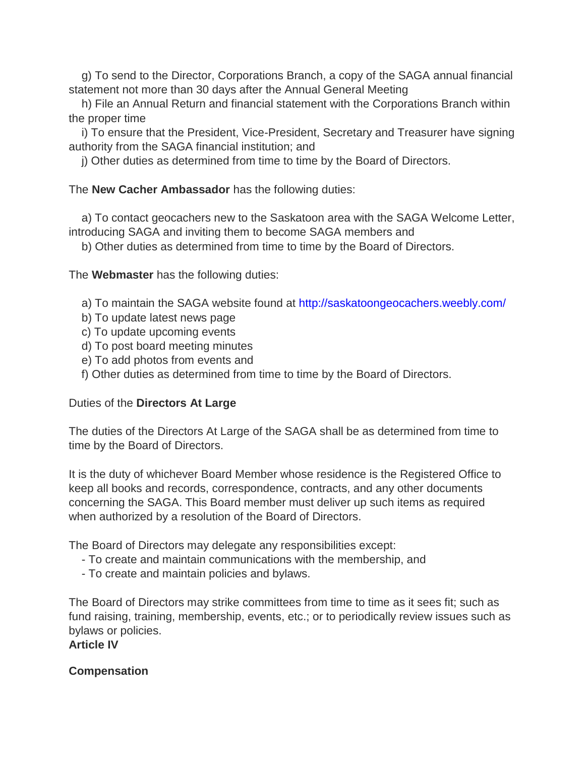g) To send to the Director, Corporations Branch, a copy of the SAGA annual financial statement not more than 30 days after the Annual General Meeting

h) File an Annual Return and financial statement with the Corporations Branch within the proper time

i) To ensure that the President, Vice-President, Secretary and Treasurer have signing authority from the SAGA financial institution; and

j) Other duties as determined from time to time by the Board of Directors.

The **New Cacher Ambassador** has the following duties:

a) To contact geocachers new to the Saskatoon area with the SAGA Welcome Letter, introducing SAGA and inviting them to become SAGA members and

b) Other duties as determined from time to time by the Board of Directors.

The **Webmaster** has the following duties:

a) To maintain the SAGA website found at http://saskatoongeocachers.weebly.com/
b) To update latest news page
c) To update upcoming events
d) To post board meeting minutes
e) To add photos from events and
f) Other duties as determined from time to time by the Board of Directors.

Duties of the **Directors At Large**

The duties of the Directors At Large of the SAGA shall be as determined from time to time by the Board of Directors.

It is the duty of whichever Board Member whose residence is the Registered Office to keep all books and records, correspondence, contracts, and any other documents concerning the SAGA. This Board member must deliver up such items as required when authorized by a resolution of the Board of Directors.

The Board of Directors may delegate any responsibilities except:

- To create and maintain communications with the membership, and
- To create and maintain policies and bylaws.

The Board of Directors may strike committees from time to time as it sees fit; such as fund raising, training, membership, events, etc.; or to periodically review issues such as bylaws or policies.

**Article IV**

**Compensation**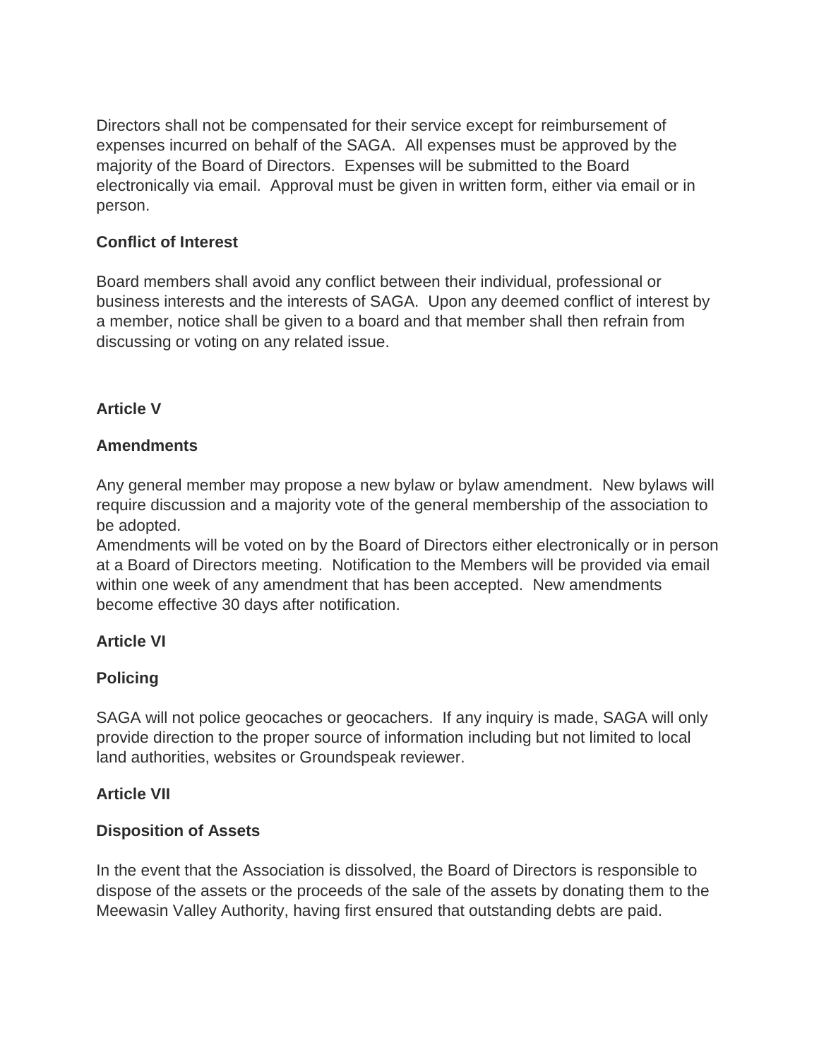Directors shall not be compensated for their service except for reimbursement of expenses incurred on behalf of the SAGA. All expenses must be approved by the majority of the Board of Directors. Expenses will be submitted to the Board electronically via email. Approval must be given in written form, either via email or in person.

**Conflict of Interest**

Board members shall avoid any conflict between their individual, professional or business interests and the interests of SAGA. Upon any deemed conflict of interest by a member, notice shall be given to a board and that member shall then refrain from discussing or voting on any related issue.

## Article V

**Amendments**

Any general member may propose a new bylaw or bylaw amendment. New bylaws will require discussion and a majority vote of the general membership of the association to be adopted.
Amendments will be voted on by the Board of Directors either electronically or in person at a Board of Directors meeting. Notification to the Members will be provided via email within one week of any amendment that has been accepted. New amendments become effective 30 days after notification.

## Article VI

**Policing**

SAGA will not police geocaches or geocachers. If any inquiry is made, SAGA will only provide direction to the proper source of information including but not limited to local land authorities, websites or Groundspeak reviewer.

## Article VII

**Disposition of Assets**

In the event that the Association is dissolved, the Board of Directors is responsible to dispose of the assets or the proceeds of the sale of the assets by donating them to the Meewasin Valley Authority, having first ensured that outstanding debts are paid.